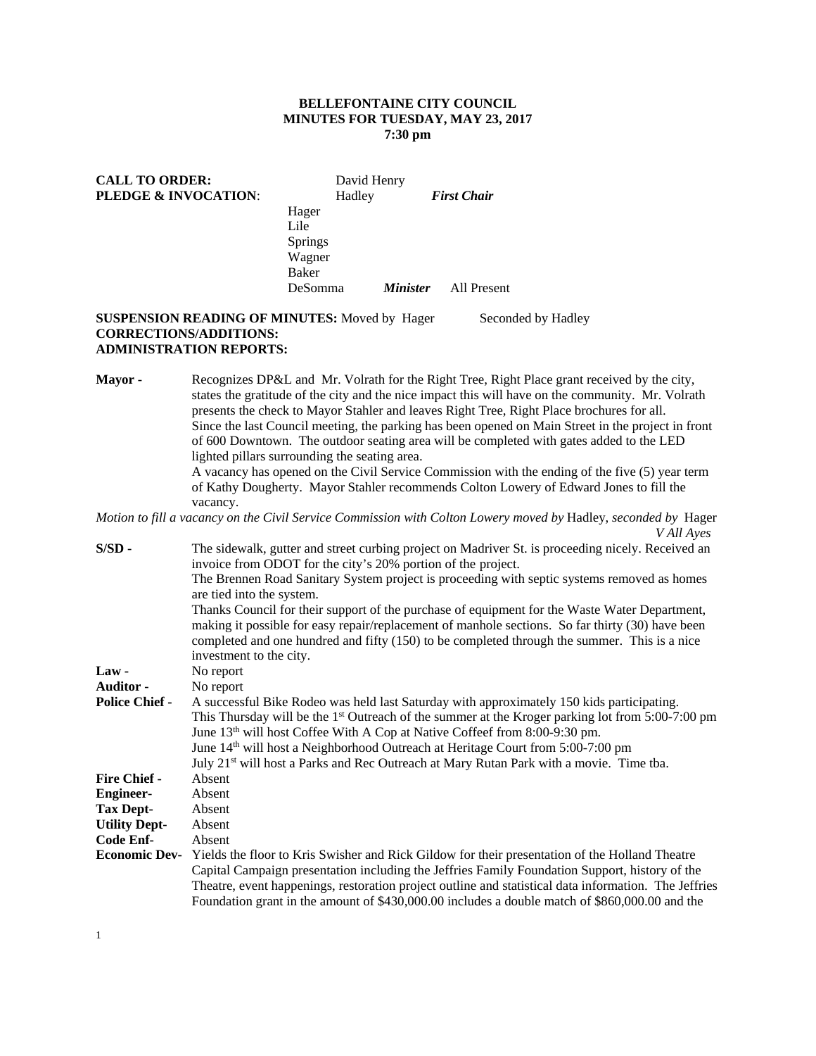**BELLEFONTAINE CITY COUNCIL**
**MINUTES FOR TUESDAY, MAY 23, 2017**
**7:30 pm**

**CALL TO ORDER:** David Henry
**PLEDGE & INVOCATION**: Hadley *First Chair*

Hager
Lile
Springs
Wagner
Baker
DeSomma *Minister* All Present

**SUSPENSION READING OF MINUTES:** Moved by Hager Seconded by Hadley
**CORRECTIONS/ADDITIONS:**
**ADMINISTRATION REPORTS:**

**Mayor -** Recognizes DP&L and Mr. Volrath for the Right Tree, Right Place grant received by the city, states the gratitude of the city and the nice impact this will have on the community. Mr. Volrath presents the check to Mayor Stahler and leaves Right Tree, Right Place brochures for all.
Since the last Council meeting, the parking has been opened on Main Street in the project in front of 600 Downtown. The outdoor seating area will be completed with gates added to the LED lighted pillars surrounding the seating area.
A vacancy has opened on the Civil Service Commission with the ending of the five (5) year term of Kathy Dougherty. Mayor Stahler recommends Colton Lowery of Edward Jones to fill the vacancy.

*Motion to fill a vacancy on the Civil Service Commission with Colton Lowery moved by* Hadley, *seconded by* Hager *V All Ayes*

**S/SD -** The sidewalk, gutter and street curbing project on Madriver St. is proceeding nicely. Received an invoice from ODOT for the city's 20% portion of the project.
The Brennen Road Sanitary System project is proceeding with septic systems removed as homes are tied into the system.
Thanks Council for their support of the purchase of equipment for the Waste Water Department, making it possible for easy repair/replacement of manhole sections. So far thirty (30) have been completed and one hundred and fifty (150) to be completed through the summer. This is a nice investment to the city.

**Law -** No report

**Auditor -** No report

**Police Chief -** A successful Bike Rodeo was held last Saturday with approximately 150 kids participating.
This Thursday will be the 1st Outreach of the summer at the Kroger parking lot from 5:00-7:00 pm
June 13th will host Coffee With A Cop at Native Coffeef from 8:00-9:30 pm.
June 14th will host a Neighborhood Outreach at Heritage Court from 5:00-7:00 pm
July 21st will host a Parks and Rec Outreach at Mary Rutan Park with a movie. Time tba.

**Fire Chief -** Absent

**Engineer-** Absent

**Tax Dept-** Absent

**Utility Dept-** Absent

**Code Enf-** Absent

**Economic Dev-** Yields the floor to Kris Swisher and Rick Gildow for their presentation of the Holland Theatre Capital Campaign presentation including the Jeffries Family Foundation Support, history of the Theatre, event happenings, restoration project outline and statistical data information. The Jeffries Foundation grant in the amount of $430,000.00 includes a double match of $860,000.00 and the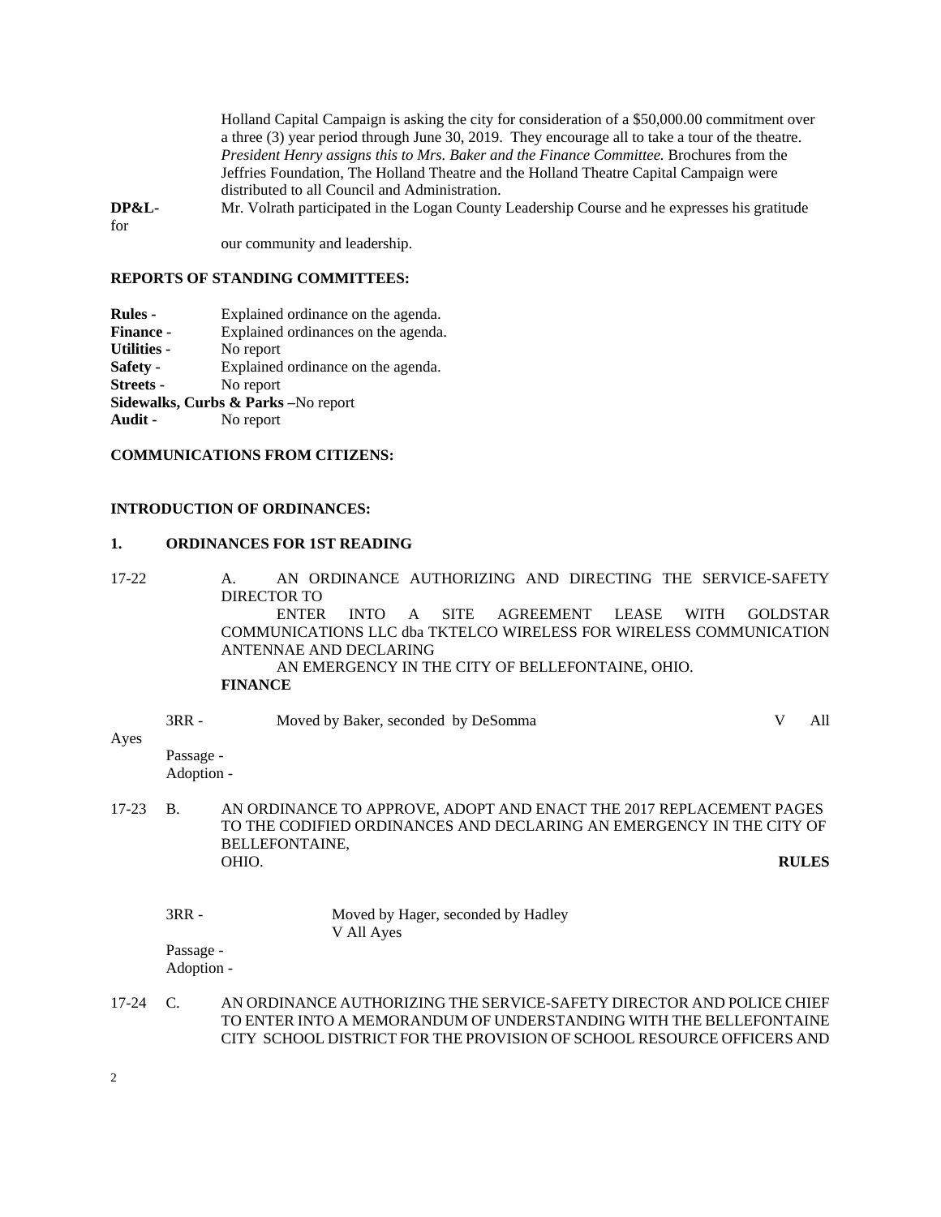Holland Capital Campaign is asking the city for consideration of a $50,000.00 commitment over a three (3) year period through June 30, 2019. They encourage all to take a tour of the theatre. *President Henry assigns this to Mrs. Baker and the Finance Committee.* Brochures from the Jeffries Foundation, The Holland Theatre and the Holland Theatre Capital Campaign were distributed to all Council and Administration.

**DP&L-** Mr. Volrath participated in the Logan County Leadership Course and he expresses his gratitude for our community and leadership.

**REPORTS OF STANDING COMMITTEES:**

**Rules -** Explained ordinance on the agenda.
**Finance -** Explained ordinances on the agenda.
**Utilities -** No report
**Safety -** Explained ordinance on the agenda.
**Streets -** No report
**Sidewalks, Curbs & Parks –**No report
**Audit -** No report

**COMMUNICATIONS FROM CITIZENS:**

**INTRODUCTION OF ORDINANCES:**

**1. ORDINANCES FOR 1ST READING**

17-22 A. AN ORDINANCE AUTHORIZING AND DIRECTING THE SERVICE-SAFETY DIRECTOR TO ENTER INTO A SITE AGREEMENT LEASE WITH GOLDSTAR COMMUNICATIONS LLC dba TKTELCO WIRELESS FOR WIRELESS COMMUNICATION ANTENNAE AND DECLARING AN EMERGENCY IN THE CITY OF BELLEFONTAINE, OHIO.
**FINANCE**

3RR - Moved by Baker, seconded by DeSomma V All Ayes
Passage -
Adoption -

17-23 B. AN ORDINANCE TO APPROVE, ADOPT AND ENACT THE 2017 REPLACEMENT PAGES TO THE CODIFIED ORDINANCES AND DECLARING AN EMERGENCY IN THE CITY OF BELLEFONTAINE, OHIO. **RULES**

3RR - Moved by Hager, seconded by Hadley
V All Ayes
Passage -
Adoption -

17-24 C. AN ORDINANCE AUTHORIZING THE SERVICE-SAFETY DIRECTOR AND POLICE CHIEF TO ENTER INTO A MEMORANDUM OF UNDERSTANDING WITH THE BELLEFONTAINE CITY SCHOOL DISTRICT FOR THE PROVISION OF SCHOOL RESOURCE OFFICERS AND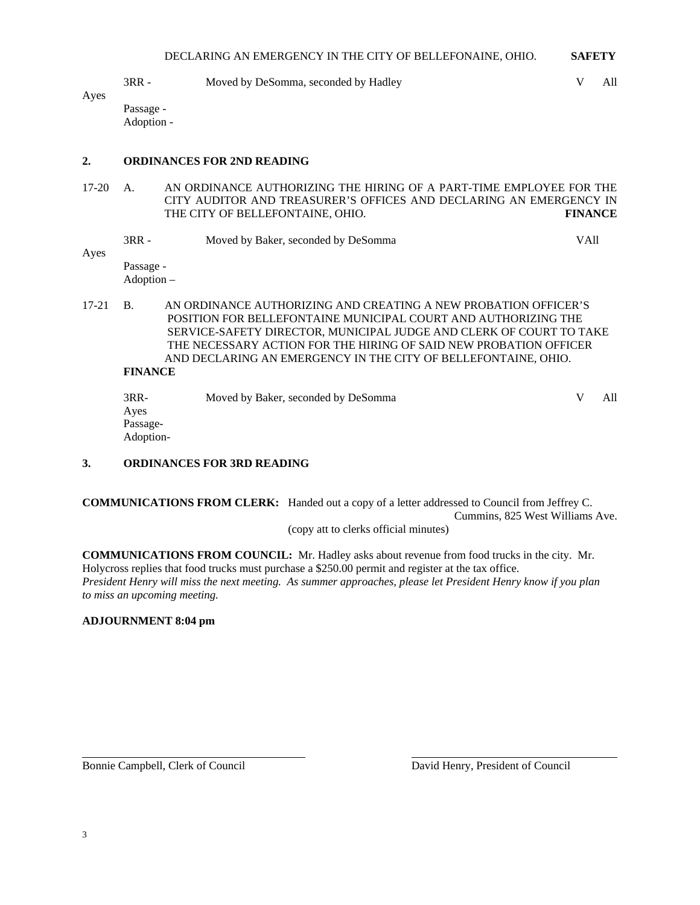DECLARING AN EMERGENCY IN THE CITY OF BELLEFONAINE, OHIO. **SAFETY**

3RR - Moved by DeSomma, seconded by Hadley V All Ayes

Passage -
Adoption -

**2. ORDINANCES FOR 2ND READING**

17-20 A. AN ORDINANCE AUTHORIZING THE HIRING OF A PART-TIME EMPLOYEE FOR THE CITY AUDITOR AND TREASURER'S OFFICES AND DECLARING AN EMERGENCY IN THE CITY OF BELLEFONTAINE, OHIO. **FINANCE**

3RR - Moved by Baker, seconded by DeSomma VAll Ayes

Passage -
Adoption –

17-21 B. AN ORDINANCE AUTHORIZING AND CREATING A NEW PROBATION OFFICER'S POSITION FOR BELLEFONTAINE MUNICIPAL COURT AND AUTHORIZING THE SERVICE-SAFETY DIRECTOR, MUNICIPAL JUDGE AND CLERK OF COURT TO TAKE THE NECESSARY ACTION FOR THE HIRING OF SAID NEW PROBATION OFFICER AND DECLARING AN EMERGENCY IN THE CITY OF BELLEFONTAINE, OHIO.
**FINANCE**

3RR- Moved by Baker, seconded by DeSomma V All
Ayes
Passage-
Adoption-

**3. ORDINANCES FOR 3RD READING**

**COMMUNICATIONS FROM CLERK:** Handed out a copy of a letter addressed to Council from Jeffrey C. Cummins, 825 West Williams Ave.
(copy att to clerks official minutes)

**COMMUNICATIONS FROM COUNCIL:** Mr. Hadley asks about revenue from food trucks in the city. Mr. Holycross replies that food trucks must purchase a $250.00 permit and register at the tax office.
*President Henry will miss the next meeting. As summer approaches, please let President Henry know if you plan to miss an upcoming meeting.*

**ADJOURNMENT 8:04 pm**

Bonnie Campbell, Clerk of Council

David Henry, President of Council